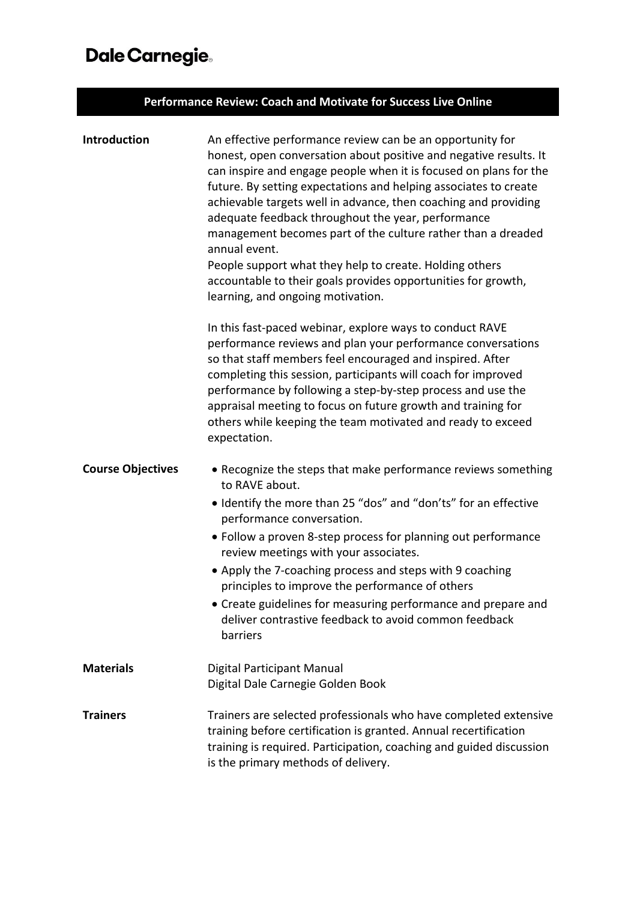**Dale Carnegie**

# Performance Review: Coach and Motivate for Success Live Online

## Introduction

An effective performance review can be an opportunity for honest, open conversation about positive and negative results. It can inspire and engage people when it is focused on plans for the future. By setting expectations and helping associates to create achievable targets well in advance, then coaching and providing adequate feedback throughout the year, performance management becomes part of the culture rather than a dreaded annual event.
People support what they help to create. Holding others accountable to their goals provides opportunities for growth, learning, and ongoing motivation.

In this fast-paced webinar, explore ways to conduct RAVE performance reviews and plan your performance conversations so that staff members feel encouraged and inspired. After completing this session, participants will coach for improved performance by following a step-by-step process and use the appraisal meeting to focus on future growth and training for others while keeping the team motivated and ready to exceed expectation.

## Course Objectives

- Recognize the steps that make performance reviews something to RAVE about.
- Identify the more than 25 "dos" and "don'ts" for an effective performance conversation.
- Follow a proven 8-step process for planning out performance review meetings with your associates.
- Apply the 7-coaching process and steps with 9 coaching principles to improve the performance of others
- Create guidelines for measuring performance and prepare and deliver contrastive feedback to avoid common feedback barriers

## Materials

Digital Participant Manual
Digital Dale Carnegie Golden Book

## Trainers

Trainers are selected professionals who have completed extensive training before certification is granted. Annual recertification training is required. Participation, coaching and guided discussion is the primary methods of delivery.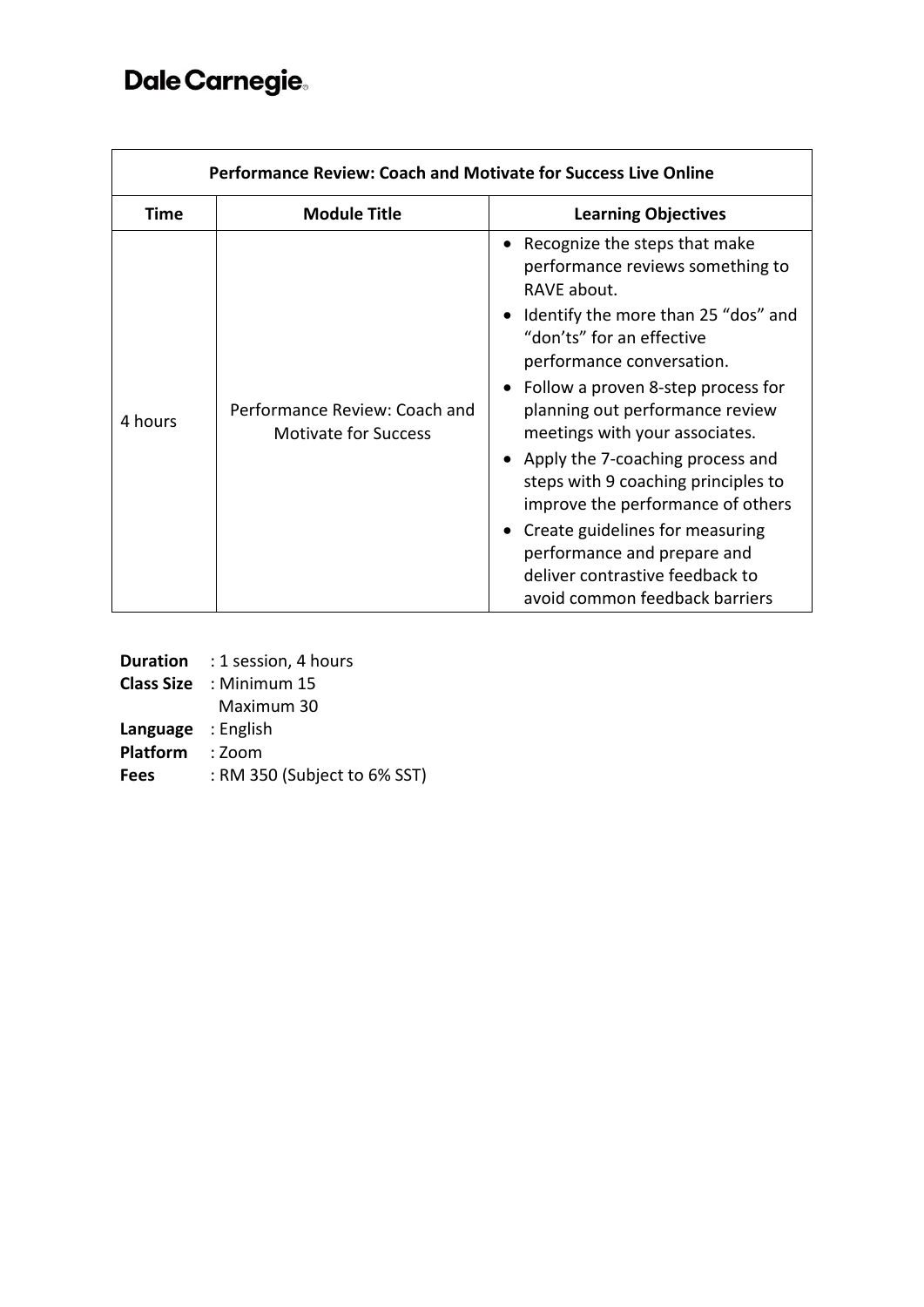Dale Carnegie

| Performance Review: Coach and Motivate for Success Live Online | | |
|---|---|---|
| **Time** | **Module Title** | **Learning Objectives** |
| 4 hours | Performance Review: Coach and Motivate for Success | • Recognize the steps that make performance reviews something to RAVE about.<br>• Identify the more than 25 "dos" and "don'ts" for an effective performance conversation.<br>• Follow a proven 8-step process for planning out performance review meetings with your associates.<br>• Apply the 7-coaching process and steps with 9 coaching principles to improve the performance of others<br>• Create guidelines for measuring performance and prepare and deliver contrastive feedback to avoid common feedback barriers |

**Duration** : 1 session, 4 hours
**Class Size** : Minimum 15
Maximum 30
**Language** : English
**Platform** : Zoom
**Fees** : RM 350 (Subject to 6% SST)